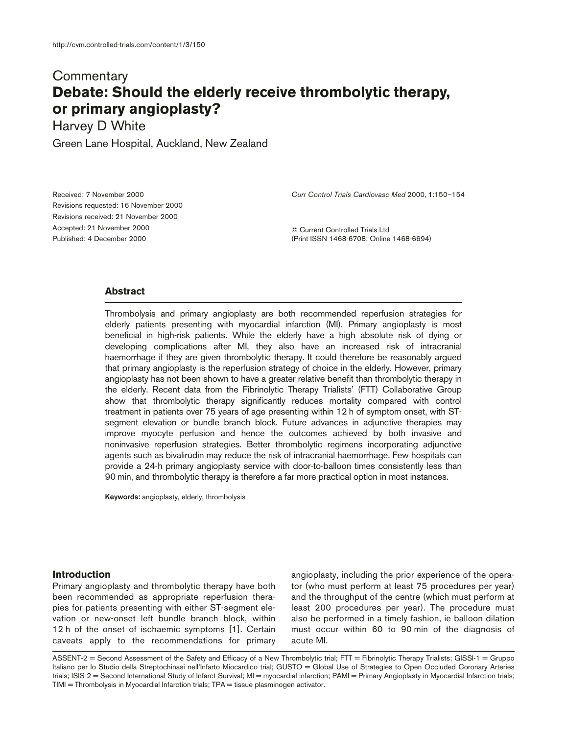Commentary

# Debate: Should the elderly receive thrombolytic therapy, or primary angioplasty?

Harvey D White

Green Lane Hospital, Auckland, New Zealand

Received: 7 November 2000
Revisions requested: 16 November 2000
Revisions received: 21 November 2000
Accepted: 21 November 2000
Published: 4 December 2000

*Curr Control Trials Cardiovasc Med* 2000, **1**:150–154

© Current Controlled Trials Ltd
(Print ISSN 1468-6708; Online 1468-6694)

## Abstract

Thrombolysis and primary angioplasty are both recommended reperfusion strategies for elderly patients presenting with myocardial infarction (MI). Primary angioplasty is most beneficial in high-risk patients. While the elderly have a high absolute risk of dying or developing complications after MI, they also have an increased risk of intracranial haemorrhage if they are given thrombolytic therapy. It could therefore be reasonably argued that primary angioplasty is the reperfusion strategy of choice in the elderly. However, primary angioplasty has not been shown to have a greater relative benefit than thrombolytic therapy in the elderly. Recent data from the Fibrinolytic Therapy Trialists' (FTT) Collaborative Group show that thrombolytic therapy significantly reduces mortality compared with control treatment in patients over 75 years of age presenting within 12 h of symptom onset, with ST-segment elevation or bundle branch block. Future advances in adjunctive therapies may improve myocyte perfusion and hence the outcomes achieved by both invasive and noninvasive reperfusion strategies. Better thrombolytic regimens incorporating adjunctive agents such as bivalirudin may reduce the risk of intracranial haemorrhage. Few hospitals can provide a 24-h primary angioplasty service with door-to-balloon times consistently less than 90 min, and thrombolytic therapy is therefore a far more practical option in most instances.

**Keywords:** angioplasty, elderly, thrombolysis

## Introduction

Primary angioplasty and thrombolytic therapy have both been recommended as appropriate reperfusion therapies for patients presenting with either ST-segment elevation or new-onset left bundle branch block, within 12 h of the onset of ischaemic symptoms [1]. Certain caveats apply to the recommendations for primary angioplasty, including the prior experience of the operator (who must perform at least 75 procedures per year) and the throughput of the centre (which must perform at least 200 procedures per year). The procedure must also be performed in a timely fashion, ie balloon dilation must occur within 60 to 90 min of the diagnosis of acute MI.

ASSENT-2 = Second Assessment of the Safety and Efficacy of a New Thrombolytic trial; FTT = Fibrinolytic Therapy Trialists; GISSI-1 = Gruppo Italiano per lo Studio della Streptochinasi nell'Infarto Miocardico trial; GUSTO = Global Use of Strategies to Open Occluded Coronary Arteries trials; ISIS-2 = Second International Study of Infarct Survival; MI = myocardial infarction; PAMI = Primary Angioplasty in Myocardial Infarction trials; TIMI = Thrombolysis in Myocardial Infarction trials; TPA = tissue plasminogen activator.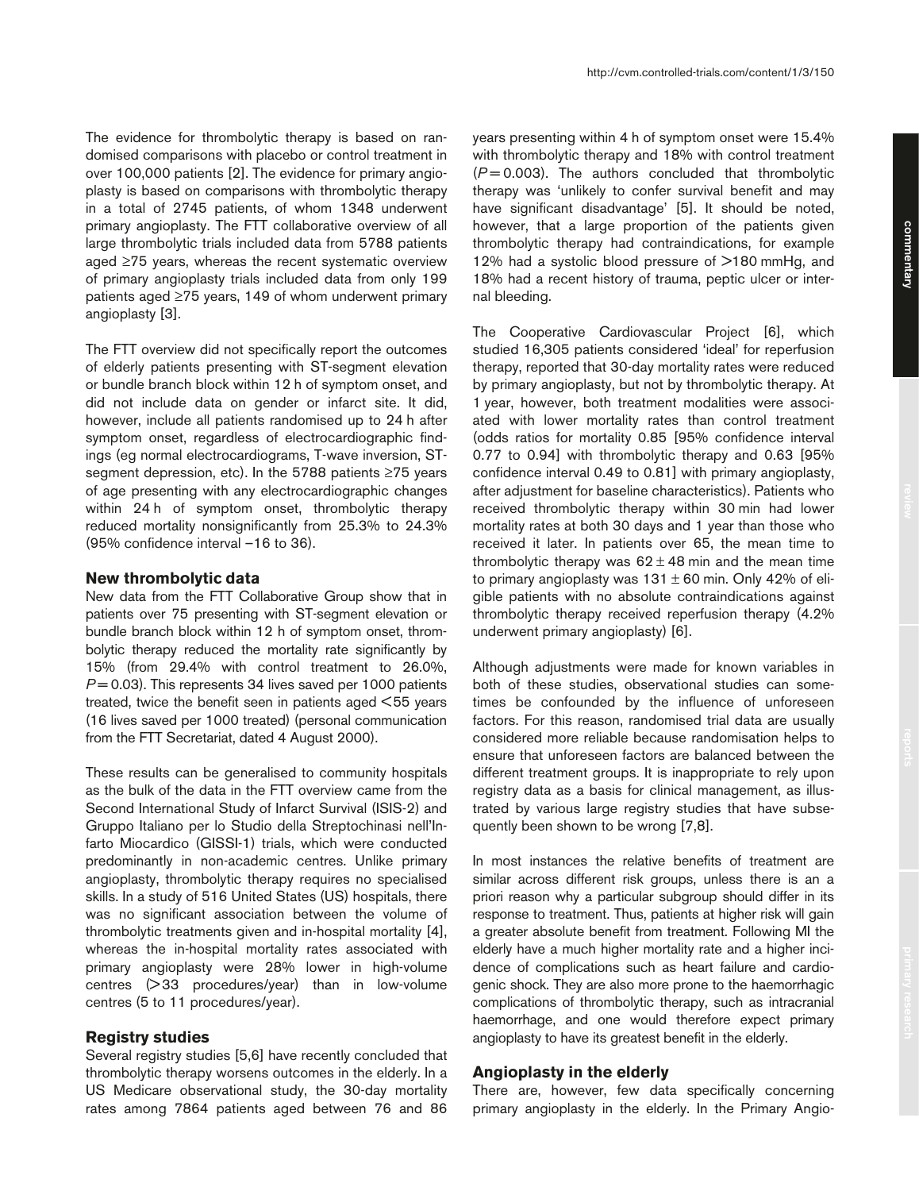The evidence for thrombolytic therapy is based on randomised comparisons with placebo or control treatment in over 100,000 patients [2]. The evidence for primary angioplasty is based on comparisons with thrombolytic therapy in a total of 2745 patients, of whom 1348 underwent primary angioplasty. The FTT collaborative overview of all large thrombolytic trials included data from 5788 patients aged ≥75 years, whereas the recent systematic overview of primary angioplasty trials included data from only 199 patients aged ≥75 years, 149 of whom underwent primary angioplasty [3].

The FTT overview did not specifically report the outcomes of elderly patients presenting with ST-segment elevation or bundle branch block within 12 h of symptom onset, and did not include data on gender or infarct site. It did, however, include all patients randomised up to 24 h after symptom onset, regardless of electrocardiographic findings (eg normal electrocardiograms, T-wave inversion, ST-segment depression, etc). In the 5788 patients ≥75 years of age presenting with any electrocardiographic changes within 24 h of symptom onset, thrombolytic therapy reduced mortality nonsignificantly from 25.3% to 24.3% (95% confidence interval –16 to 36).

## New thrombolytic data

New data from the FTT Collaborative Group show that in patients over 75 presenting with ST-segment elevation or bundle branch block within 12 h of symptom onset, thrombolytic therapy reduced the mortality rate significantly by 15% (from 29.4% with control treatment to 26.0%, $P = 0.03$). This represents 34 lives saved per 1000 patients treated, twice the benefit seen in patients aged <55 years (16 lives saved per 1000 treated) (personal communication from the FTT Secretariat, dated 4 August 2000).

These results can be generalised to community hospitals as the bulk of the data in the FTT overview came from the Second International Study of Infarct Survival (ISIS-2) and Gruppo Italiano per lo Studio della Streptochinasi nell'Infarto Miocardico (GISSI-1) trials, which were conducted predominantly in non-academic centres. Unlike primary angioplasty, thrombolytic therapy requires no specialised skills. In a study of 516 United States (US) hospitals, there was no significant association between the volume of thrombolytic treatments given and in-hospital mortality [4], whereas the in-hospital mortality rates associated with primary angioplasty were 28% lower in high-volume centres (>33 procedures/year) than in low-volume centres (5 to 11 procedures/year).

## Registry studies

Several registry studies [5,6] have recently concluded that thrombolytic therapy worsens outcomes in the elderly. In a US Medicare observational study, the 30-day mortality rates among 7864 patients aged between 76 and 86 years presenting within 4 h of symptom onset were 15.4% with thrombolytic therapy and 18% with control treatment ($P = 0.003$). The authors concluded that thrombolytic therapy was 'unlikely to confer survival benefit and may have significant disadvantage' [5]. It should be noted, however, that a large proportion of the patients given thrombolytic therapy had contraindications, for example 12% had a systolic blood pressure of >180 mmHg, and 18% had a recent history of trauma, peptic ulcer or internal bleeding.

The Cooperative Cardiovascular Project [6], which studied 16,305 patients considered 'ideal' for reperfusion therapy, reported that 30-day mortality rates were reduced by primary angioplasty, but not by thrombolytic therapy. At 1 year, however, both treatment modalities were associated with lower mortality rates than control treatment (odds ratios for mortality 0.85 [95% confidence interval 0.77 to 0.94] with thrombolytic therapy and 0.63 [95% confidence interval 0.49 to 0.81] with primary angioplasty, after adjustment for baseline characteristics). Patients who received thrombolytic therapy within 30 min had lower mortality rates at both 30 days and 1 year than those who received it later. In patients over 65, the mean time to thrombolytic therapy was 62 ± 48 min and the mean time to primary angioplasty was 131 ± 60 min. Only 42% of eligible patients with no absolute contraindications against thrombolytic therapy received reperfusion therapy (4.2% underwent primary angioplasty) [6].

Although adjustments were made for known variables in both of these studies, observational studies can sometimes be confounded by the influence of unforeseen factors. For this reason, randomised trial data are usually considered more reliable because randomisation helps to ensure that unforeseen factors are balanced between the different treatment groups. It is inappropriate to rely upon registry data as a basis for clinical management, as illustrated by various large registry studies that have subsequently been shown to be wrong [7,8].

In most instances the relative benefits of treatment are similar across different risk groups, unless there is an a priori reason why a particular subgroup should differ in its response to treatment. Thus, patients at higher risk will gain a greater absolute benefit from treatment. Following MI the elderly have a much higher mortality rate and a higher incidence of complications such as heart failure and cardiogenic shock. They are also more prone to the haemorrhagic complications of thrombolytic therapy, such as intracranial haemorrhage, and one would therefore expect primary angioplasty to have its greatest benefit in the elderly.

## Angioplasty in the elderly

There are, however, few data specifically concerning primary angioplasty in the elderly. In the Primary Angio-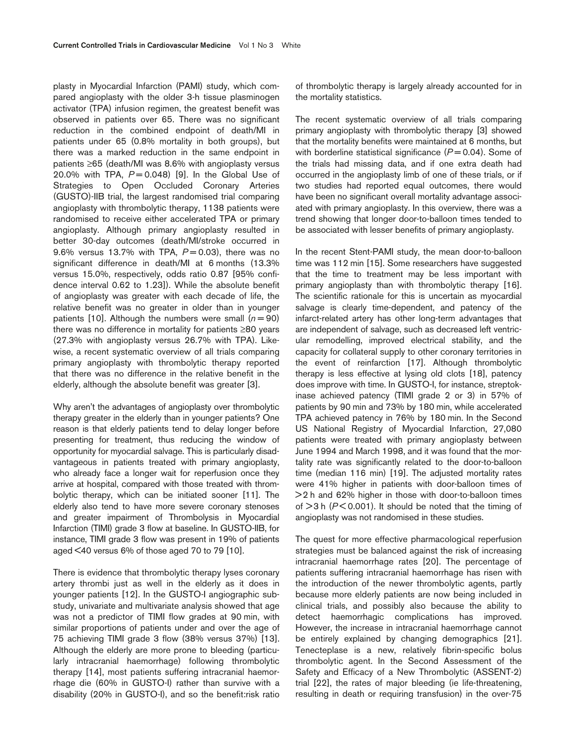plasty in Myocardial Infarction (PAMI) study, which compared angioplasty with the older 3-h tissue plasminogen activator (TPA) infusion regimen, the greatest benefit was observed in patients over 65. There was no significant reduction in the combined endpoint of death/MI in patients under 65 (0.8% mortality in both groups), but there was a marked reduction in the same endpoint in patients ≥65 (death/MI was 8.6% with angioplasty versus 20.0% with TPA, $P = 0.048$) [9]. In the Global Use of Strategies to Open Occluded Coronary Arteries (GUSTO)-IIB trial, the largest randomised trial comparing angioplasty with thrombolytic therapy, 1138 patients were randomised to receive either accelerated TPA or primary angioplasty. Although primary angioplasty resulted in better 30-day outcomes (death/MI/stroke occurred in 9.6% versus 13.7% with TPA, $P = 0.03$), there was no significant difference in death/MI at 6 months (13.3% versus 15.0%, respectively, odds ratio 0.87 [95% confidence interval 0.62 to 1.23]). While the absolute benefit of angioplasty was greater with each decade of life, the relative benefit was no greater in older than in younger patients [10]. Although the numbers were small ($n = 90$) there was no difference in mortality for patients ≥80 years (27.3% with angioplasty versus 26.7% with TPA). Likewise, a recent systematic overview of all trials comparing primary angioplasty with thrombolytic therapy reported that there was no difference in the relative benefit in the elderly, although the absolute benefit was greater [3].

Why aren't the advantages of angioplasty over thrombolytic therapy greater in the elderly than in younger patients? One reason is that elderly patients tend to delay longer before presenting for treatment, thus reducing the window of opportunity for myocardial salvage. This is particularly disadvantageous in patients treated with primary angioplasty, who already face a longer wait for reperfusion once they arrive at hospital, compared with those treated with thrombolytic therapy, which can be initiated sooner [11]. The elderly also tend to have more severe coronary stenoses and greater impairment of Thrombolysis in Myocardial Infarction (TIMI) grade 3 flow at baseline. In GUSTO-IIB, for instance, TIMI grade 3 flow was present in 19% of patients aged <40 versus 6% of those aged 70 to 79 [10].

There is evidence that thrombolytic therapy lyses coronary artery thrombi just as well in the elderly as it does in younger patients [12]. In the GUSTO-I angiographic substudy, univariate and multivariate analysis showed that age was not a predictor of TIMI flow grades at 90 min, with similar proportions of patients under and over the age of 75 achieving TIMI grade 3 flow (38% versus 37%) [13]. Although the elderly are more prone to bleeding (particularly intracranial haemorrhage) following thrombolytic therapy [14], most patients suffering intracranial haemorrhage die (60% in GUSTO-I) rather than survive with a disability (20% in GUSTO-I), and so the benefit:risk ratio of thrombolytic therapy is largely already accounted for in the mortality statistics.

The recent systematic overview of all trials comparing primary angioplasty with thrombolytic therapy [3] showed that the mortality benefits were maintained at 6 months, but with borderline statistical significance ($P = 0.04$). Some of the trials had missing data, and if one extra death had occurred in the angioplasty limb of one of these trials, or if two studies had reported equal outcomes, there would have been no significant overall mortality advantage associated with primary angioplasty. In this overview, there was a trend showing that longer door-to-balloon times tended to be associated with lesser benefits of primary angioplasty.

In the recent Stent-PAMI study, the mean door-to-balloon time was 112 min [15]. Some researchers have suggested that the time to treatment may be less important with primary angioplasty than with thrombolytic therapy [16]. The scientific rationale for this is uncertain as myocardial salvage is clearly time-dependent, and patency of the infarct-related artery has other long-term advantages that are independent of salvage, such as decreased left ventricular remodelling, improved electrical stability, and the capacity for collateral supply to other coronary territories in the event of reinfarction [17]. Although thrombolytic therapy is less effective at lysing old clots [18], patency does improve with time. In GUSTO-I, for instance, streptokinase achieved patency (TIMI grade 2 or 3) in 57% of patients by 90 min and 73% by 180 min, while accelerated TPA achieved patency in 76% by 180 min. In the Second US National Registry of Myocardial Infarction, 27,080 patients were treated with primary angioplasty between June 1994 and March 1998, and it was found that the mortality rate was significantly related to the door-to-balloon time (median 116 min) [19]. The adjusted mortality rates were 41% higher in patients with door-balloon times of >2 h and 62% higher in those with door-to-balloon times of >3 h ($P < 0.001$). It should be noted that the timing of angioplasty was not randomised in these studies.

The quest for more effective pharmacological reperfusion strategies must be balanced against the risk of increasing intracranial haemorrhage rates [20]. The percentage of patients suffering intracranial haemorrhage has risen with the introduction of the newer thrombolytic agents, partly because more elderly patients are now being included in clinical trials, and possibly also because the ability to detect haemorrhagic complications has improved. However, the increase in intracranial haemorrhage cannot be entirely explained by changing demographics [21]. Tenecteplase is a new, relatively fibrin-specific bolus thrombolytic agent. In the Second Assessment of the Safety and Efficacy of a New Thrombolytic (ASSENT-2) trial [22], the rates of major bleeding (ie life-threatening, resulting in death or requiring transfusion) in the over-75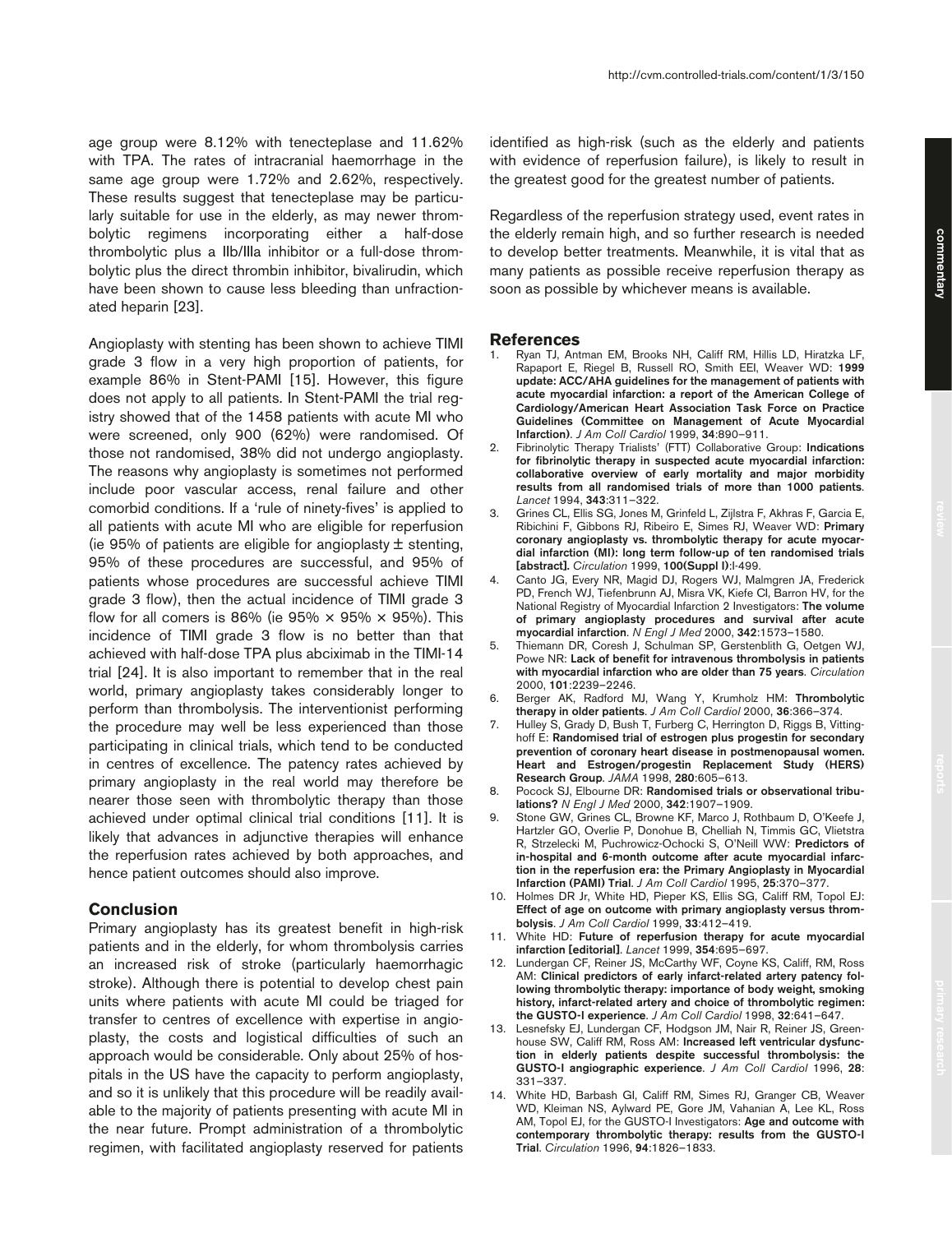age group were 8.12% with tenecteplase and 11.62% with TPA. The rates of intracranial haemorrhage in the same age group were 1.72% and 2.62%, respectively. These results suggest that tenecteplase may be particularly suitable for use in the elderly, as may newer thrombolytic regimens incorporating either a half-dose thrombolytic plus a IIb/IIIa inhibitor or a full-dose thrombolytic plus the direct thrombin inhibitor, bivalirudin, which have been shown to cause less bleeding than unfractionated heparin [23].

Angioplasty with stenting has been shown to achieve TIMI grade 3 flow in a very high proportion of patients, for example 86% in Stent-PAMI [15]. However, this figure does not apply to all patients. In Stent-PAMI the trial registry showed that of the 1458 patients with acute MI who were screened, only 900 (62%) were randomised. Of those not randomised, 38% did not undergo angioplasty. The reasons why angioplasty is sometimes not performed include poor vascular access, renal failure and other comorbid conditions. If a 'rule of ninety-fives' is applied to all patients with acute MI who are eligible for reperfusion (ie 95% of patients are eligible for angioplasty ± stenting, 95% of these procedures are successful, and 95% of patients whose procedures are successful achieve TIMI grade 3 flow), then the actual incidence of TIMI grade 3 flow for all comers is 86% (ie 95% × 95% × 95%). This incidence of TIMI grade 3 flow is no better than that achieved with half-dose TPA plus abciximab in the TIMI-14 trial [24]. It is also important to remember that in the real world, primary angioplasty takes considerably longer to perform than thrombolysis. The interventionist performing the procedure may well be less experienced than those participating in clinical trials, which tend to be conducted in centres of excellence. The patency rates achieved by primary angioplasty in the real world may therefore be nearer those seen with thrombolytic therapy than those achieved under optimal clinical trial conditions [11]. It is likely that advances in adjunctive therapies will enhance the reperfusion rates achieved by both approaches, and hence patient outcomes should also improve.

## Conclusion

Primary angioplasty has its greatest benefit in high-risk patients and in the elderly, for whom thrombolysis carries an increased risk of stroke (particularly haemorrhagic stroke). Although there is potential to develop chest pain units where patients with acute MI could be triaged for transfer to centres of excellence with expertise in angioplasty, the costs and logistical difficulties of such an approach would be considerable. Only about 25% of hospitals in the US have the capacity to perform angioplasty, and so it is unlikely that this procedure will be readily available to the majority of patients presenting with acute MI in the near future. Prompt administration of a thrombolytic regimen, with facilitated angioplasty reserved for patients identified as high-risk (such as the elderly and patients with evidence of reperfusion failure), is likely to result in the greatest good for the greatest number of patients.

Regardless of the reperfusion strategy used, event rates in the elderly remain high, and so further research is needed to develop better treatments. Meanwhile, it is vital that as many patients as possible receive reperfusion therapy as soon as possible by whichever means is available.

## References

1. Ryan TJ, Antman EM, Brooks NH, Califf RM, Hillis LD, Hiratzka LF, Rapaport E, Riegel B, Russell RO, Smith EEI, Weaver WD: **1999 update: ACC/AHA guidelines for the management of patients with acute myocardial infarction: a report of the American College of Cardiology/American Heart Association Task Force on Practice Guidelines (Committee on Management of Acute Myocardial Infarction)**. *J Am Coll Cardiol* 1999, **34**:890–911.
2. Fibrinolytic Therapy Trialists' (FTT) Collaborative Group: **Indications for fibrinolytic therapy in suspected acute myocardial infarction: collaborative overview of early mortality and major morbidity results from all randomised trials of more than 1000 patients**. *Lancet* 1994, **343**:311–322.
3. Grines CL, Ellis SG, Jones M, Grinfeld L, Zijlstra F, Akhras F, Garcia E, Ribichini F, Gibbons RJ, Ribeiro E, Simes RJ, Weaver WD: **Primary coronary angioplasty vs. thrombolytic therapy for acute myocardial infarction (MI): long term follow-up of ten randomised trials [abstract].** *Circulation* 1999, **100(Suppl I)**:I-499.
4. Canto JG, Every NR, Magid DJ, Rogers WJ, Malmgren JA, Frederick PD, French WJ, Tiefenbrunn AJ, Misra VK, Kiefe CI, Barron HV, for the National Registry of Myocardial Infarction 2 Investigators: **The volume of primary angioplasty procedures and survival after acute myocardial infarction**. *N Engl J Med* 2000, **342**:1573–1580.
5. Thiemann DR, Coresh J, Schulman SP, Gerstenblith G, Oetgen WJ, Powe NR: **Lack of benefit for intravenous thrombolysis in patients with myocardial infarction who are older than 75 years**. *Circulation* 2000, **101**:2239–2246.
6. Berger AK, Radford MJ, Wang Y, Krumholz HM: **Thrombolytic therapy in older patients**. *J Am Coll Cardiol* 2000, **36**:366–374.
7. Hulley S, Grady D, Bush T, Furberg C, Herrington D, Riggs B, Vittinghoff E: **Randomised trial of estrogen plus progestin for secondary prevention of coronary heart disease in postmenopausal women. Heart and Estrogen/progestin Replacement Study (HERS) Research Group**. *JAMA* 1998, **280**:605–613.
8. Pocock SJ, Elbourne DR: **Randomised trials or observational tribulations?** *N Engl J Med* 2000, **342**:1907–1909.
9. Stone GW, Grines CL, Browne KF, Marco J, Rothbaum D, O'Keefe J, Hartzler GO, Overlie P, Donohue B, Chelliah N, Timmis GC, Vlietstra R, Strzelecki M, Puchrowicz-Ochocki S, O'Neill WW: **Predictors of in-hospital and 6-month outcome after acute myocardial infarction in the reperfusion era: the Primary Angioplasty in Myocardial Infarction (PAMI) Trial**. *J Am Coll Cardiol* 1995, **25**:370–377.
10. Holmes DR Jr, White HD, Pieper KS, Ellis SG, Califf RM, Topol EJ: **Effect of age on outcome with primary angioplasty versus thrombolysis**. *J Am Coll Cardiol* 1999, **33**:412–419.
11. White HD: **Future of reperfusion therapy for acute myocardial infarction [editorial]**. *Lancet* 1999, **354**:695–697.
12. Lundergan CF, Reiner JS, McCarthy WF, Coyne KS, Califf, RM, Ross AM: **Clinical predictors of early infarct-related artery patency following thrombolytic therapy: importance of body weight, smoking history, infarct-related artery and choice of thrombolytic regimen: the GUSTO-I experience**. *J Am Coll Cardiol* 1998, **32**:641–647.
13. Lesnefsky EJ, Lundergan CF, Hodgson JM, Nair R, Reiner JS, Greenhouse SW, Califf RM, Ross AM: **Increased left ventricular dysfunction in elderly patients despite successful thrombolysis: the GUSTO-I angiographic experience**. *J Am Coll Cardiol* 1996, **28**: 331–337.
14. White HD, Barbash GI, Califf RM, Simes RJ, Granger CB, Weaver WD, Kleiman NS, Aylward PE, Gore JM, Vahanian A, Lee KL, Ross AM, Topol EJ, for the GUSTO-I Investigators: **Age and outcome with contemporary thrombolytic therapy: results from the GUSTO-I Trial**. *Circulation* 1996, **94**:1826–1833.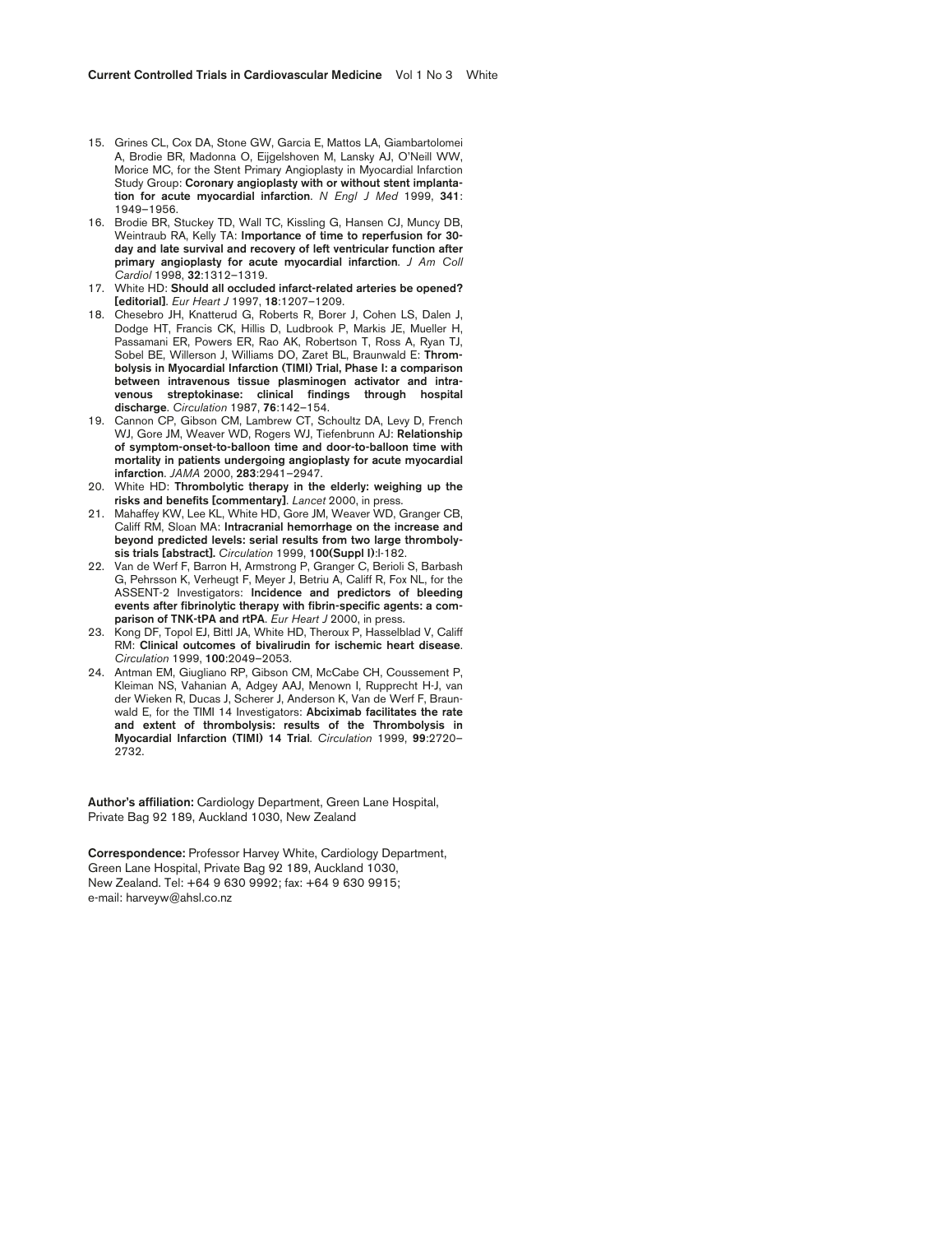15. Grines CL, Cox DA, Stone GW, Garcia E, Mattos LA, Giambartolomei A, Brodie BR, Madonna O, Eijgelshoven M, Lansky AJ, O'Neill WW, Morice MC, for the Stent Primary Angioplasty in Myocardial Infarction Study Group: **Coronary angioplasty with or without stent implantation for acute myocardial infarction**. *N Engl J Med* 1999, **341**: 1949–1956.
16. Brodie BR, Stuckey TD, Wall TC, Kissling G, Hansen CJ, Muncy DB, Weintraub RA, Kelly TA: **Importance of time to reperfusion for 30-day and late survival and recovery of left ventricular function after primary angioplasty for acute myocardial infarction**. *J Am Coll Cardiol* 1998, **32**:1312–1319.
17. White HD: **Should all occluded infarct-related arteries be opened? [editorial]**. *Eur Heart J* 1997, **18**:1207–1209.
18. Chesebro JH, Knatterud G, Roberts R, Borer J, Cohen LS, Dalen J, Dodge HT, Francis CK, Hillis D, Ludbrook P, Markis JE, Mueller H, Passamani ER, Powers ER, Rao AK, Robertson T, Ross A, Ryan TJ, Sobel BE, Willerson J, Williams DO, Zaret BL, Braunwald E: **Thrombolysis in Myocardial Infarction (TIMI) Trial, Phase I: a comparison between intravenous tissue plasminogen activator and intravenous streptokinase: clinical findings through hospital discharge**. *Circulation* 1987, **76**:142–154.
19. Cannon CP, Gibson CM, Lambrew CT, Schoultz DA, Levy D, French WJ, Gore JM, Weaver WD, Rogers WJ, Tiefenbrunn AJ: **Relationship of symptom-onset-to-balloon time and door-to-balloon time with mortality in patients undergoing angioplasty for acute myocardial infarction**. *JAMA* 2000, **283**:2941–2947.
20. White HD: **Thrombolytic therapy in the elderly: weighing up the risks and benefits [commentary]**. *Lancet* 2000, in press.
21. Mahaffey KW, Lee KL, White HD, Gore JM, Weaver WD, Granger CB, Califf RM, Sloan MA: **Intracranial hemorrhage on the increase and beyond predicted levels: serial results from two large thrombolysis trials [abstract].** *Circulation* 1999, **100(Suppl I)**:I-182.
22. Van de Werf F, Barron H, Armstrong P, Granger C, Berioli S, Barbash G, Pehrsson K, Verheugt F, Meyer J, Betriu A, Califf R, Fox NL, for the ASSENT-2 Investigators: **Incidence and predictors of bleeding events after fibrinolytic therapy with fibrin-specific agents: a comparison of TNK-tPA and rtPA**. *Eur Heart J* 2000, in press.
23. Kong DF, Topol EJ, Bittl JA, White HD, Theroux P, Hasselblad V, Califf RM: **Clinical outcomes of bivalirudin for ischemic heart disease**. *Circulation* 1999, **100**:2049–2053.
24. Antman EM, Giugliano RP, Gibson CM, McCabe CH, Coussement P, Kleiman NS, Vahanian A, Adgey AAJ, Menown I, Rupprecht H-J, van der Wieken R, Ducas J, Scherer J, Anderson K, Van de Werf F, Braunwald E, for the TIMI 14 Investigators: **Abciximab facilitates the rate and extent of thrombolysis: results of the Thrombolysis in Myocardial Infarction (TIMI) 14 Trial**. *Circulation* 1999, **99**:2720–2732.

**Author's affiliation:** Cardiology Department, Green Lane Hospital, Private Bag 92 189, Auckland 1030, New Zealand

**Correspondence:** Professor Harvey White, Cardiology Department, Green Lane Hospital, Private Bag 92 189, Auckland 1030, New Zealand. Tel: +64 9 630 9992; fax: +64 9 630 9915; e-mail: harveyw@ahsl.co.nz